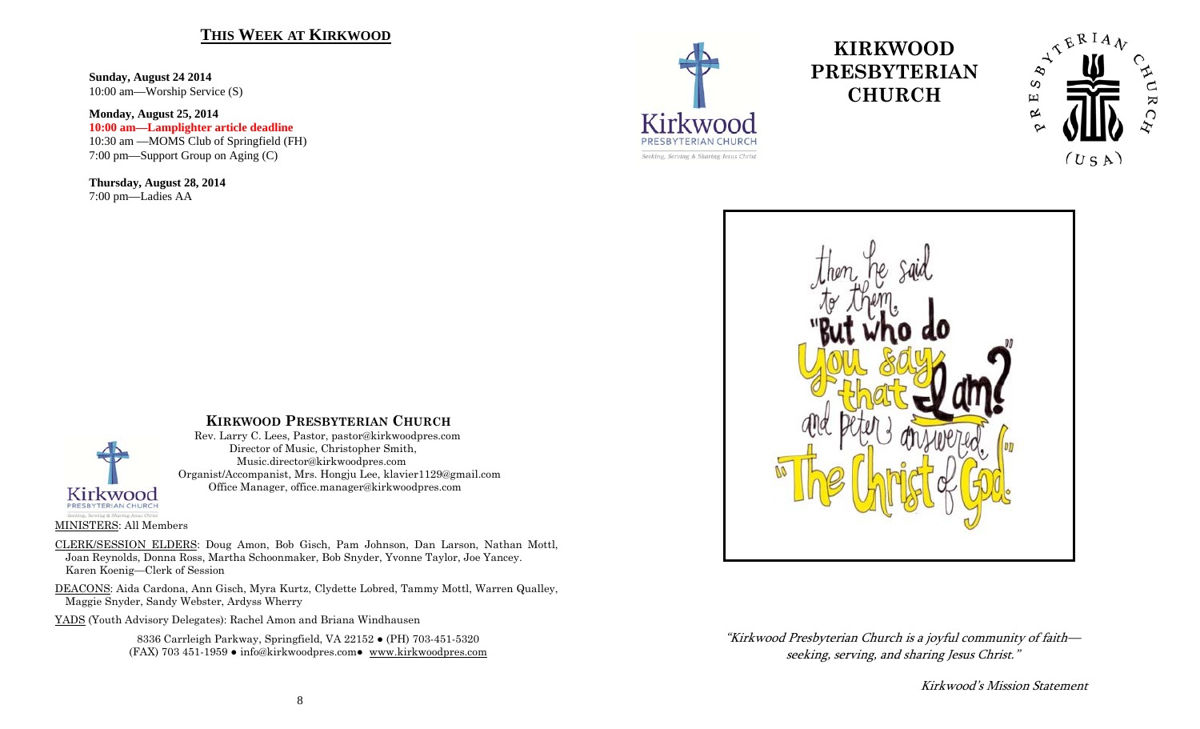## THIS WEEK AT KIRKWOOD

**Sunday, August 24 2014**
10:00 am—Worship Service (S)

**Monday, August 25, 2014**
**10:00 am—Lamplighter article deadline**
10:30 am —MOMS Club of Springfield (FH)
7:00 pm—Support Group on Aging (C)

**Thursday, August 28, 2014**
7:00 pm—Ladies AA

## KIRKWOOD PRESBYTERIAN CHURCH

Rev. Larry C. Lees, Pastor, pastor@kirkwoodpres.com
Director of Music, Christopher Smith,
Music.director@kirkwoodpres.com
Organist/Accompanist, Mrs. Hongju Lee, klavier1129@gmail.com
Office Manager, office.manager@kirkwoodpres.com

MINISTERS: All Members

CLERK/SESSION ELDERS: Doug Amon, Bob Gisch, Pam Johnson, Dan Larson, Nathan Mottl, Joan Reynolds, Donna Ross, Martha Schoonmaker, Bob Snyder, Yvonne Taylor, Joe Yancey.
Karen Koenig—Clerk of Session

DEACONS: Aida Cardona, Ann Gisch, Myra Kurtz, Clydette Lobred, Tammy Mottl, Warren Qualley, Maggie Snyder, Sandy Webster, Ardyss Wherry

YADS (Youth Advisory Delegates): Rachel Amon and Briana Windhausen

8336 Carrleigh Parkway, Springfield, VA 22152 ● (PH) 703-451-5320
(FAX) 703 451-1959 ● info@kirkwoodpres.com● www.kirkwoodpres.com

# KIRKWOOD PRESBYTERIAN CHURCH

Then he said to them, "But who do you say that I am?" and Peter answered, "The Christ of God."

*"Kirkwood Presbyterian Church is a joyful community of faith—seeking, serving, and sharing Jesus Christ."*

*Kirkwood's Mission Statement*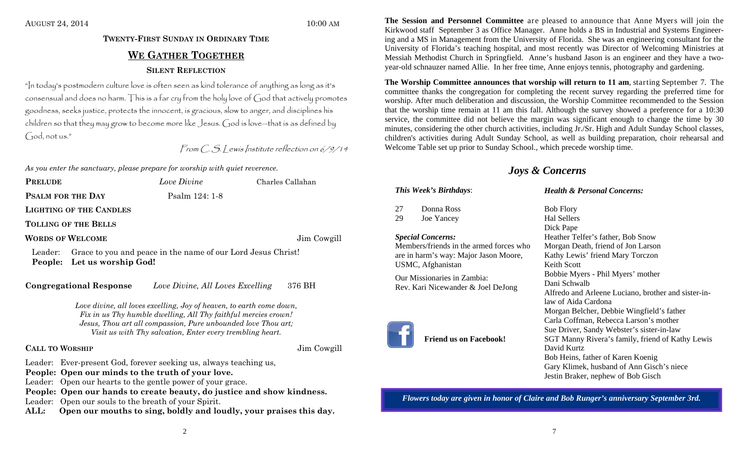AUGUST 24, 2014 10:00 AM

### TWENTY-FIRST SUNDAY IN ORDINARY TIME

## WE GATHER TOGETHER

### SILENT REFLECTION

"In today's postmodern culture love is often seen as kind tolerance of anything as long as it's consensual and does no harm. This is a far cry from the holy love of God that actively promotes goodness, seeks justice, protects the innocent, is gracious, slow to anger, and disciplines his children so that they may grow to become more like Jesus. God is love—that is as defined by God, not us."

*From C. S. Lewis Institute reflection on 6/9/14*

*As you enter the sanctuary, please prepare for worship with quiet reverence.*

**PRELUDE** *Love Divine* Charles Callahan

**PSALM FOR THE DAY** Psalm 124: 1-8

**LIGHTING OF THE CANDLES**

**TOLLING OF THE BELLS**

**WORDS OF WELCOME** Jim Cowgill

Leader: Grace to you and peace in the name of our Lord Jesus Christ!
**People: Let us worship God!**

**Congregational Response** *Love Divine, All Loves Excelling* 376 BH

*Love divine, all loves excelling, Joy of heaven, to earth come down,*
*Fix in us Thy humble dwelling, All Thy faithful mercies crown!*
*Jesus, Thou art all compassion, Pure unbounded love Thou art;*
*Visit us with Thy salvation, Enter every trembling heart.*

**CALL TO WORSHIP** Jim Cowgill

Leader: Ever-present God, forever seeking us, always teaching us,
**People: Open our minds to the truth of your love.**
Leader: Open our hearts to the gentle power of your grace.
**People: Open our hands to create beauty, do justice and show kindness.**
Leader: Open our souls to the breath of your Spirit.
**ALL: Open our mouths to sing, boldly and loudly, your praises this day.**

**The Session and Personnel Committee** are pleased to announce that Anne Myers will join the Kirkwood staff September 3 as Office Manager. Anne holds a BS in Industrial and Systems Engineering and a MS in Management from the University of Florida. She was an engineering consultant for the University of Florida's teaching hospital, and most recently was Director of Welcoming Ministries at Messiah Methodist Church in Springfield. Anne's husband Jason is an engineer and they have a two-year-old schnauzer named Allie. In her free time, Anne enjoys tennis, photography and gardening.

**The Worship Committee announces that worship will return to 11 am**, starting September 7. The committee thanks the congregation for completing the recent survey regarding the preferred time for worship. After much deliberation and discussion, the Worship Committee recommended to the Session that the worship time remain at 11 am this fall. Although the survey showed a preference for a 10:30 service, the committee did not believe the margin was significant enough to change the time by 30 minutes, considering the other church activities, including Jr./Sr. High and Adult Sunday School classes, children's activities during Adult Sunday School, as well as building preparation, choir rehearsal and Welcome Table set up prior to Sunday School., which precede worship time.

## *Joys & Concerns*

***This Week's Birthdays*:**

27 Donna Ross
29 Joe Yancey

***Special Concerns:***

Members/friends in the armed forces who are in harm's way: Major Jason Moore, USMC, Afghanistan

Our Missionaries in Zambia:
Rev. Kari Nicewander & Joel DeJong

**Friend us on Facebook!**

***Health & Personal Concerns:***

Bob Flory
Hal Sellers
Dick Pape
Heather Telfer's father, Bob Snow
Morgan Death, friend of Jon Larson
Kathy Lewis' friend Mary Torczon
Keith Scott
Bobbie Myers - Phil Myers' mother
Dani Schwalb
Alfredo and Arleene Luciano, brother and sister-in-law of Aida Cardona
Morgan Belcher, Debbie Wingfield's father
Carla Coffman, Rebecca Larson's mother
Sue Driver, Sandy Webster's sister-in-law
SGT Manny Rivera's family, friend of Kathy Lewis
David Kurtz
Bob Heins, father of Karen Koenig
Gary Klimek, husband of Ann Gisch's niece
Jestin Braker, nephew of Bob Gisch

***Flowers today are given in honor of Claire and Bob Runger's anniversary September 3rd.***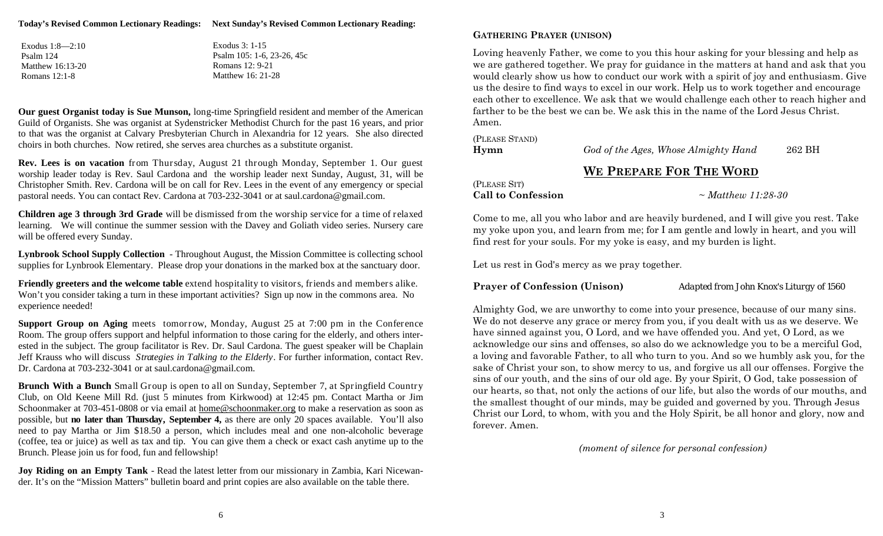**Today's Revised Common Lectionary Readings:**

Exodus 1:8—2:10
Psalm 124
Matthew 16:13-20
Romans 12:1-8

**Next Sunday's Revised Common Lectionary Reading:**

Exodus 3: 1-15
Psalm 105: 1-6, 23-26, 45c
Romans 12: 9-21
Matthew 16: 21-28

**Our guest Organist today is Sue Munson,** long-time Springfield resident and member of the American Guild of Organists. She was organist at Sydenstricker Methodist Church for the past 16 years, and prior to that was the organist at Calvary Presbyterian Church in Alexandria for 12 years. She also directed choirs in both churches. Now retired, she serves area churches as a substitute organist.

**Rev. Lees is on vacation** from Thursday, August 21 through Monday, September 1. Our guest worship leader today is Rev. Saul Cardona and the worship leader next Sunday, August, 31, will be Christopher Smith. Rev. Cardona will be on call for Rev. Lees in the event of any emergency or special pastoral needs. You can contact Rev. Cardona at 703-232-3041 or at saul.cardona@gmail.com.

**Children age 3 through 3rd Grade** will be dismissed from the worship service for a time of relaxed learning. We will continue the summer session with the Davey and Goliath video series. Nursery care will be offered every Sunday.

**Lynbrook School Supply Collection** - Throughout August, the Mission Committee is collecting school supplies for Lynbrook Elementary. Please drop your donations in the marked box at the sanctuary door.

**Friendly greeters and the welcome table** extend hospitality to visitors, friends and members alike. Won't you consider taking a turn in these important activities? Sign up now in the commons area. No experience needed!

**Support Group on Aging** meets tomorrow, Monday, August 25 at 7:00 pm in the Conference Room. The group offers support and helpful information to those caring for the elderly, and others interested in the subject. The group facilitator is Rev. Dr. Saul Cardona. The guest speaker will be Chaplain Jeff Krauss who will discuss *Strategies in Talking to the Elderly*. For further information, contact Rev. Dr. Cardona at 703-232-3041 or at saul.cardona@gmail.com.

**Brunch With a Bunch** Small Group is open to all on Sunday, September 7, at Springfield Country Club, on Old Keene Mill Rd. (just 5 minutes from Kirkwood) at 12:45 pm. Contact Martha or Jim Schoonmaker at 703-451-0808 or via email at home@schoonmaker.org to make a reservation as soon as possible, but **no later than Thursday, September 4,** as there are only 20 spaces available. You'll also need to pay Martha or Jim $18.50 a person, which includes meal and one non-alcoholic beverage (coffee, tea or juice) as well as tax and tip. You can give them a check or exact cash anytime up to the Brunch. Please join us for food, fun and fellowship!

**Joy Riding on an Empty Tank** - Read the latest letter from our missionary in Zambia, Kari Nicewander. It's on the "Mission Matters" bulletin board and print copies are also available on the table there.

**GATHERING PRAYER (UNISON)**

Loving heavenly Father, we come to you this hour asking for your blessing and help as we are gathered together. We pray for guidance in the matters at hand and ask that you would clearly show us how to conduct our work with a spirit of joy and enthusiasm. Give us the desire to find ways to excel in our work. Help us to work together and encourage each other to excellence. We ask that we would challenge each other to reach higher and farther to be the best we can be. We ask this in the name of the Lord Jesus Christ. Amen.

(PLEASE STAND)
**Hymn** *God of the Ages, Whose Almighty Hand* 262 BH

## WE PREPARE FOR THE WORD

(PLEASE SIT)
**Call to Confession** *~ Matthew 11:28-30*

Come to me, all you who labor and are heavily burdened, and I will give you rest. Take my yoke upon you, and learn from me; for I am gentle and lowly in heart, and you will find rest for your souls. For my yoke is easy, and my burden is light.

Let us rest in God's mercy as we pray together.

**Prayer of Confession (Unison)** Adapted from John Knox's Liturgy of 1560

Almighty God, we are unworthy to come into your presence, because of our many sins. We do not deserve any grace or mercy from you, if you dealt with us as we deserve. We have sinned against you, O Lord, and we have offended you. And yet, O Lord, as we acknowledge our sins and offenses, so also do we acknowledge you to be a merciful God, a loving and favorable Father, to all who turn to you. And so we humbly ask you, for the sake of Christ your son, to show mercy to us, and forgive us all our offenses. Forgive the sins of our youth, and the sins of our old age. By your Spirit, O God, take possession of our hearts, so that, not only the actions of our life, but also the words of our mouths, and the smallest thought of our minds, may be guided and governed by you. Through Jesus Christ our Lord, to whom, with you and the Holy Spirit, be all honor and glory, now and forever. Amen.

*(moment of silence for personal confession)*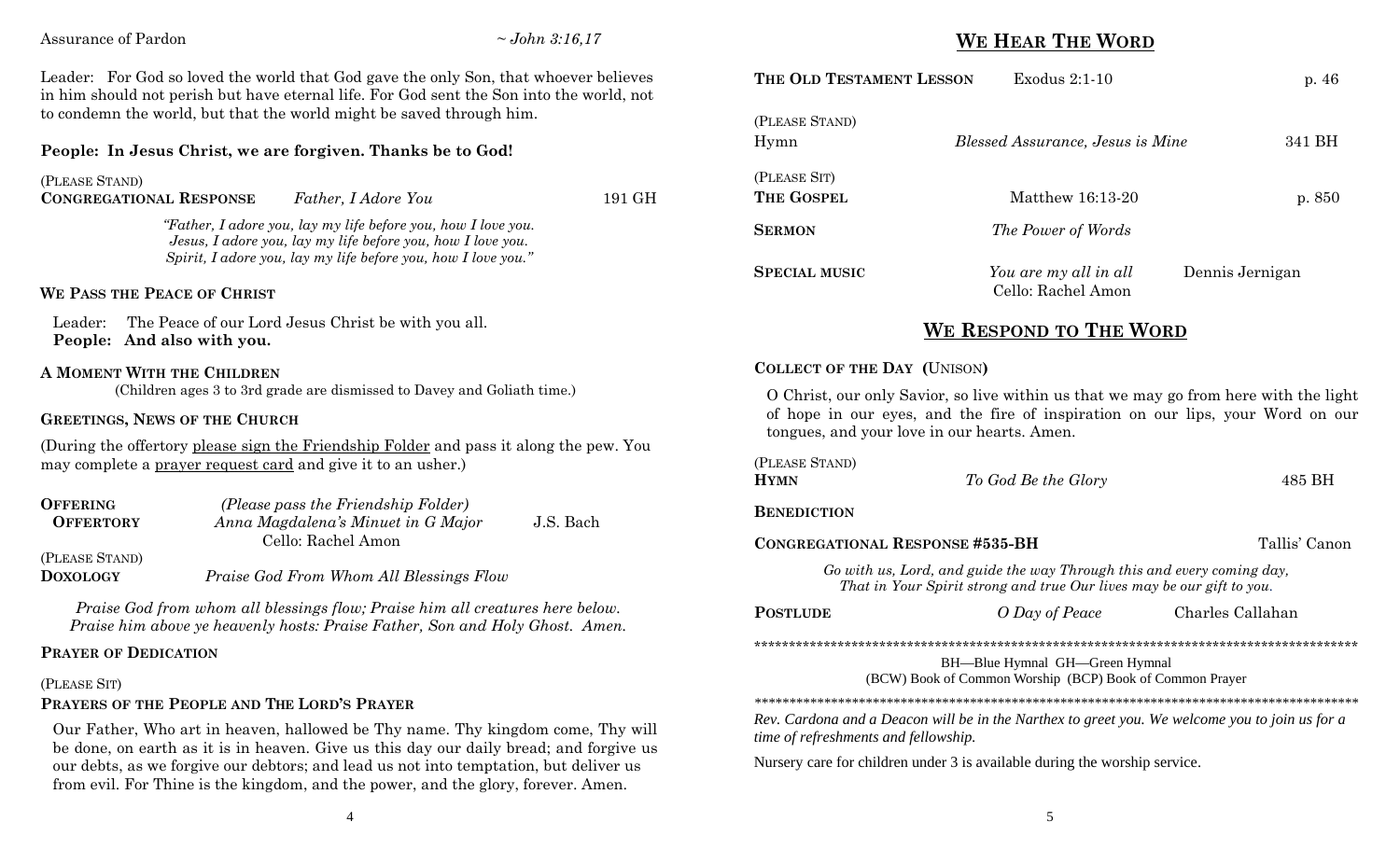Assurance of Pardon ~ *John 3:16,17*

Leader: For God so loved the world that God gave the only Son, that whoever believes in him should not perish but have eternal life. For God sent the Son into the world, not to condemn the world, but that the world might be saved through him.

**People: In Jesus Christ, we are forgiven. Thanks be to God!**

(PLEASE STAND)

**CONGREGATIONAL RESPONSE** *Father, I Adore You* 191 GH

*"Father, I adore you, lay my life before you, how I love you.*
*Jesus, I adore you, lay my life before you, how I love you.*
*Spirit, I adore you, lay my life before you, how I love you."*

**WE PASS THE PEACE OF CHRIST**

Leader: The Peace of our Lord Jesus Christ be with you all.
**People: And also with you.**

**A MOMENT WITH THE CHILDREN**

(Children ages 3 to 3rd grade are dismissed to Davey and Goliath time.)

**GREETINGS, NEWS OF THE CHURCH**

(During the offertory please sign the Friendship Folder and pass it along the pew. You may complete a prayer request card and give it to an usher.)

**OFFERING** *(Please pass the Friendship Folder)*

**OFFERTORY** *Anna Magdalena's Minuet in G Major* J.S. Bach
Cello: Rachel Amon

(PLEASE STAND)

**DOXOLOGY** *Praise God From Whom All Blessings Flow*

*Praise God from whom all blessings flow; Praise him all creatures here below.*
*Praise him above ye heavenly hosts: Praise Father, Son and Holy Ghost. Amen.*

**PRAYER OF DEDICATION**

(PLEASE SIT)

**PRAYERS OF THE PEOPLE AND THE LORD'S PRAYER**

Our Father, Who art in heaven, hallowed be Thy name. Thy kingdom come, Thy will be done, on earth as it is in heaven. Give us this day our daily bread; and forgive us our debts, as we forgive our debtors; and lead us not into temptation, but deliver us from evil. For Thine is the kingdom, and the power, and the glory, forever. Amen.

## WE HEAR THE WORD

**THE OLD TESTAMENT LESSON** Exodus 2:1-10 p. 46

(PLEASE STAND)

Hymn *Blessed Assurance, Jesus is Mine* 341 BH

(PLEASE SIT)

**THE GOSPEL** Matthew 16:13-20 p. 850

**SERMON** *The Power of Words*

**SPECIAL MUSIC** *You are my all in all* Dennis Jernigan
Cello: Rachel Amon

## WE RESPOND TO THE WORD

**COLLECT OF THE DAY (UNISON)**

O Christ, our only Savior, so live within us that we may go from here with the light of hope in our eyes, and the fire of inspiration on our lips, your Word on our tongues, and your love in our hearts. Amen.

(PLEASE STAND)

**HYMN** *To God Be the Glory* 485 BH

**BENEDICTION**

**CONGREGATIONAL RESPONSE #535-BH** Tallis' Canon

*Go with us, Lord, and guide the way Through this and every coming day,*
*That in Your Spirit strong and true Our lives may be our gift to you.*

**POSTLUDE** *O Day of Peace* Charles Callahan

*************************************************************************************

BH—Blue Hymnal GH—Green Hymnal
(BCW) Book of Common Worship (BCP) Book of Common Prayer

*************************************************************************************

*Rev. Cardona and a Deacon will be in the Narthex to greet you. We welcome you to join us for a time of refreshments and fellowship.*

Nursery care for children under 3 is available during the worship service.